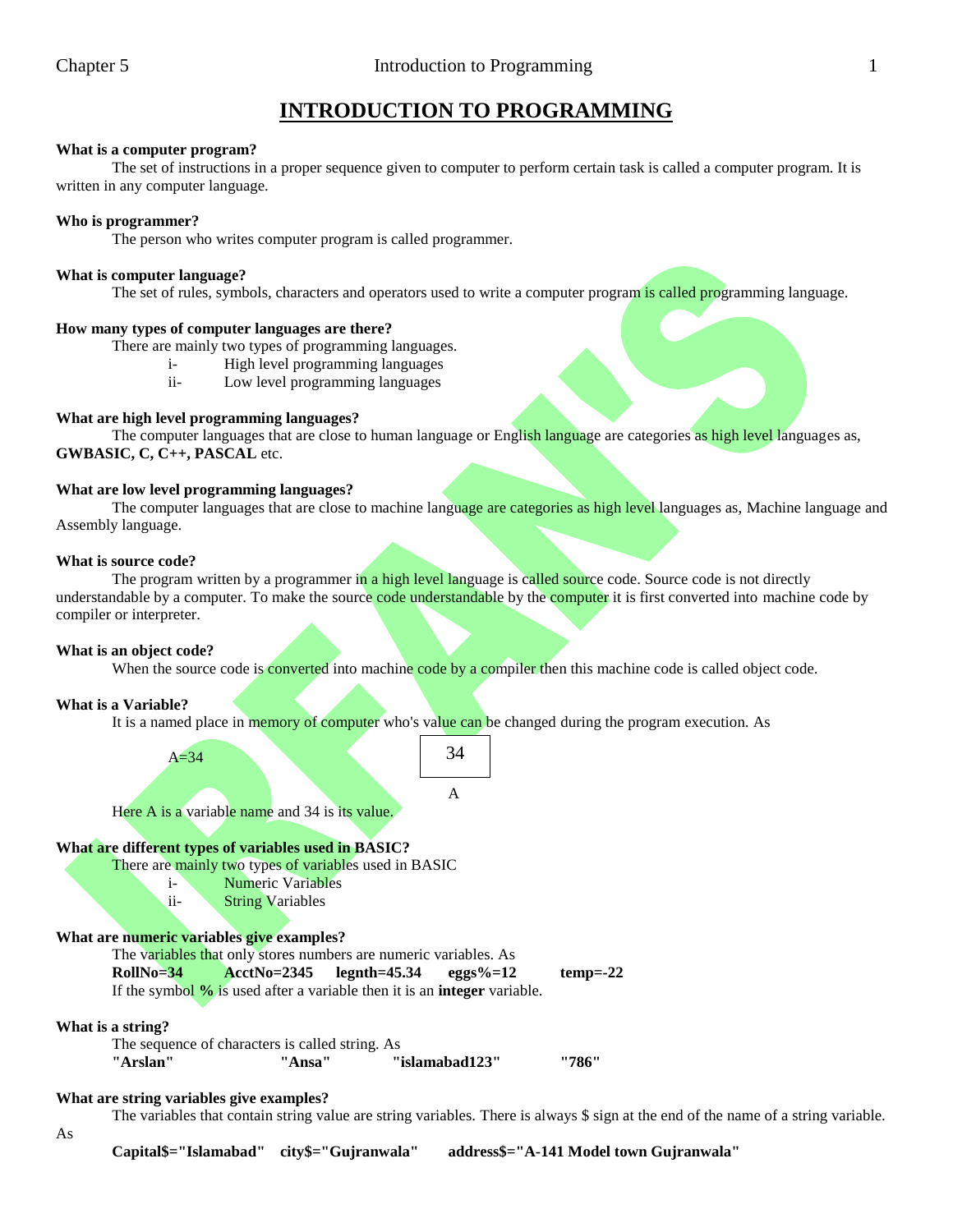# INTRODUCTION TO PROGRAMMING

**What is a computer program?**

The set of instructions in a proper sequence given to computer to perform certain task is called a computer program. It is written in any computer language.

**Who is programmer?**

The person who writes computer program is called programmer.

**What is computer language?**

The set of rules, symbols, characters and operators used to write a computer program is called programming language.

**How many types of computer languages are there?**

There are mainly two types of programming languages.

i- High level programming languages
ii- Low level programming languages

**What are high level programming languages?**

The computer languages that are close to human language or English language are categories as high level languages as, **GWBASIC, C, C++, PASCAL** etc.

**What are low level programming languages?**

The computer languages that are close to machine language are categories as high level languages as, Machine language and Assembly language.

**What is source code?**

The program written by a programmer in a high level language is called source code. Source code is not directly understandable by a computer. To make the source code understandable by the computer it is first converted into machine code by compiler or interpreter.

**What is an object code?**

When the source code is converted into machine code by a compiler then this machine code is called object code.

**What is a Variable?**

It is a named place in memory of computer who's value can be changed during the program execution. As

A=34 &nbsp;&nbsp;&nbsp;&nbsp; [ 34 ] A

Here A is a variable name and 34 is its value.

**What are different types of variables used in BASIC?**

There are mainly two types of variables used in BASIC

i- Numeric Variables
ii- String Variables

**What are numeric variables give examples?**

The variables that only stores numbers are numeric variables. As

**RollNo=34 &nbsp;&nbsp; AcctNo=2345 &nbsp;&nbsp; legnth=45.34 &nbsp;&nbsp; eggs%=12 &nbsp;&nbsp; temp=-22**

If the symbol **%** is used after a variable then it is an **integer** variable.

**What is a string?**

The sequence of characters is called string. As

**"Arslan" &nbsp;&nbsp; "Ansa" &nbsp;&nbsp; "islamabad123" &nbsp;&nbsp; "786"**

**What are string variables give examples?**

The variables that contain string value are string variables. There is always $ sign at the end of the name of a string variable. As

**Capital$="Islamabad" &nbsp;&nbsp; city$="Gujranwala" &nbsp;&nbsp; address$="A-141 Model town Gujranwala"**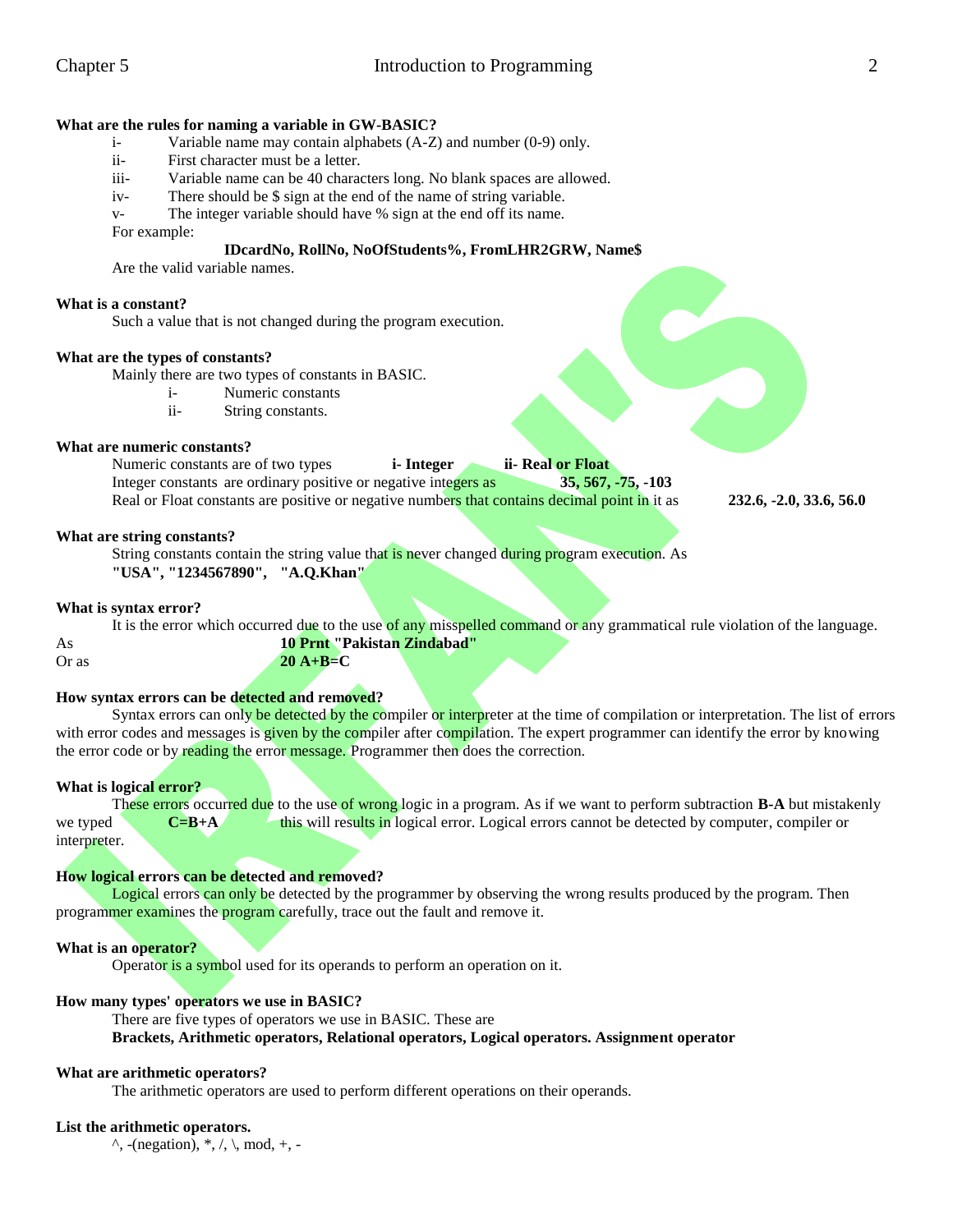**What are the rules for naming a variable in GW-BASIC?**

- i- Variable name may contain alphabets (A-Z) and number (0-9) only.
- ii- First character must be a letter.
- iii- Variable name can be 40 characters long. No blank spaces are allowed.
- iv- There should be $ sign at the end of the name of string variable.
- v- The integer variable should have % sign at the end off its name.

For example:

**IDcardNo, RollNo, NoOfStudents%, FromLHR2GRW, Name$**

Are the valid variable names.

**What is a constant?**

Such a value that is not changed during the program execution.

**What are the types of constants?**

Mainly there are two types of constants in BASIC.

- i- Numeric constants
- ii- String constants.

**What are numeric constants?**

Numeric constants are of two types **i- Integer** **ii- Real or Float**

Integer constants are ordinary positive or negative integers as **35, 567, -75, -103**

Real or Float constants are positive or negative numbers that contains decimal point in it as **232.6, -2.0, 33.6, 56.0**

**What are string constants?**

String constants contain the string value that is never changed during program execution. As **"USA", "1234567890", "A.Q.Khan"**

**What is syntax error?**

It is the error which occurred due to the use of any misspelled command or any grammatical rule violation of the language.

As **10 Prnt "Pakistan Zindabad"**

Or as **20 A+B=C**

**How syntax errors can be detected and removed?**

Syntax errors can only be detected by the compiler or interpreter at the time of compilation or interpretation. The list of errors with error codes and messages is given by the compiler after compilation. The expert programmer can identify the error by knowing the error code or by reading the error message. Programmer then does the correction.

**What is logical error?**

These errors occurred due to the use of wrong logic in a program. As if we want to perform subtraction **B-A** but mistakenly we typed **C=B+A** this will results in logical error. Logical errors cannot be detected by computer, compiler or interpreter.

**How logical errors can be detected and removed?**

Logical errors can only be detected by the programmer by observing the wrong results produced by the program. Then programmer examines the program carefully, trace out the fault and remove it.

**What is an operator?**

Operator is a symbol used for its operands to perform an operation on it.

**How many types' operators we use in BASIC?**

There are five types of operators we use in BASIC. These are

**Brackets, Arithmetic operators, Relational operators, Logical operators. Assignment operator**

**What are arithmetic operators?**

The arithmetic operators are used to perform different operations on their operands.

**List the arithmetic operators.**

^, -(negation), *, /, \, mod, +, -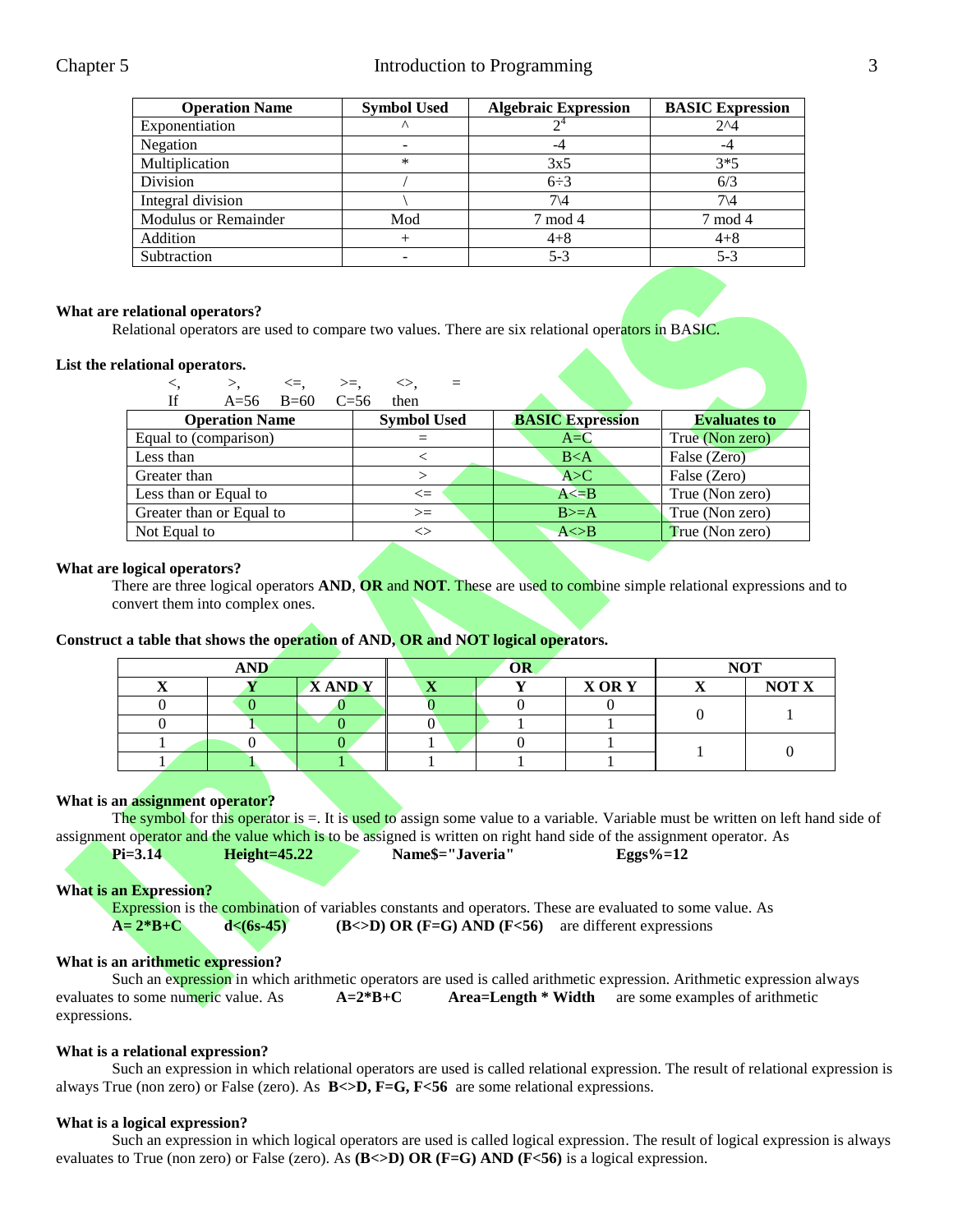| Operation Name | Symbol Used | Algebraic Expression | BASIC Expression |
|---|---|---|---|
| Exponentiation | ^ | $2^4$ | 2^4 |
| Negation | - | -4 | -4 |
| Multiplication | * | 3x5 | 3*5 |
| Division | / | 6÷3 | 6/3 |
| Integral division | \ | 7\4 | 7\4 |
| Modulus or Remainder | Mod | 7 mod 4 | 7 mod 4 |
| Addition | + | 4+8 | 4+8 |
| Subtraction | - | 5-3 | 5-3 |

**What are relational operators?**

Relational operators are used to compare two values. There are six relational operators in BASIC.

**List the relational operators.**

<, >, <=, >=, <>, =

If A=56 B=60 C=56 then

| Operation Name | Symbol Used | BASIC Expression | Evaluates to |
|---|---|---|---|
| Equal to (comparison) | = | A=C | True (Non zero) |
| Less than | < | B<A | False (Zero) |
| Greater than | > | A>C | False (Zero) |
| Less than or Equal to | <= | A<=B | True (Non zero) |
| Greater than or Equal to | >= | B>=A | True (Non zero) |
| Not Equal to | <> | A<>B | True (Non zero) |

**What are logical operators?**

There are three logical operators **AND**, **OR** and **NOT**. These are used to combine simple relational expressions and to convert them into complex ones.

**Construct a table that shows the operation of AND, OR and NOT logical operators.**

| AND | | | OR | | | NOT | |
|---|---|---|---|---|---|---|---|
| **X** | **Y** | **X AND Y** | **X** | **Y** | **X OR Y** | **X** | **NOT X** |
| 0 | 0 | 0 | 0 | 0 | 0 | 0 | 1 |
| 0 | 1 | 0 | 0 | 1 | 1 | | |
| 1 | 0 | 0 | 1 | 0 | 1 | 1 | 0 |
| 1 | 1 | 1 | 1 | 1 | 1 | | |

**What is an assignment operator?**

The symbol for this operator is =. It is used to assign some value to a variable. Variable must be written on left hand side of assignment operator and the value which is to be assigned is written on right hand side of the assignment operator. As

**Pi=3.14** **Height=45.22** **Name$="Javeria"** **Eggs%=12**

**What is an Expression?**

Expression is the combination of variables constants and operators. These are evaluated to some value. As

**A= 2*B+C** **d<(6s-45)** **(B<>D) OR (F=G) AND (F<56)** are different expressions

**What is an arithmetic expression?**

Such an expression in which arithmetic operators are used is called arithmetic expression. Arithmetic expression always evaluates to some numeric value. As **A=2*B+C** **Area=Length * Width** are some examples of arithmetic expressions.

**What is a relational expression?**

Such an expression in which relational operators are used is called relational expression. The result of relational expression is always True (non zero) or False (zero). As **B<>D, F=G, F<56** are some relational expressions.

**What is a logical expression?**

Such an expression in which logical operators are used is called logical expression. The result of logical expression is always evaluates to True (non zero) or False (zero). As **(B<>D) OR (F=G) AND (F<56)** is a logical expression.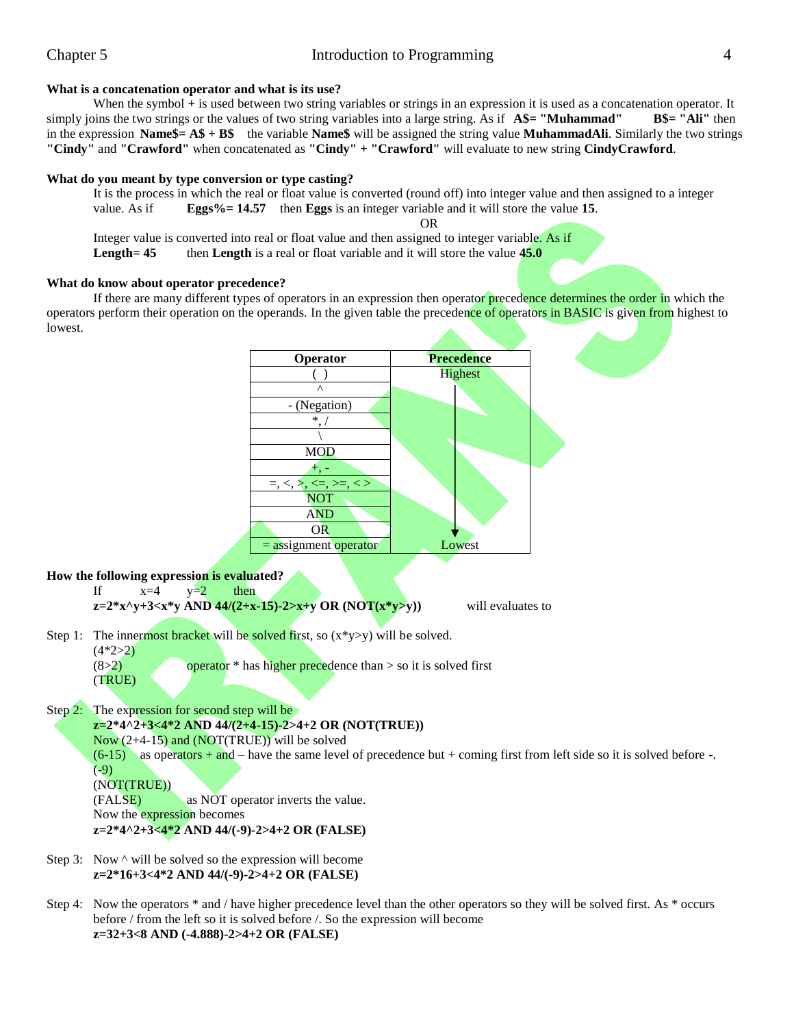**What is a concatenation operator and what is its use?**

When the symbol **+** is used between two string variables or strings in an expression it is used as a concatenation operator. It simply joins the two strings or the values of two string variables into a large string. As if **A$= "Muhammad"** **B$= "Ali"** then in the expression **Name$= A$ + B$** the variable **Name$** will be assigned the string value **MuhammadAli**. Similarly the two strings **"Cindy"** and **"Crawford"** when concatenated as **"Cindy" + "Crawford"** will evaluate to new string **CindyCrawford**.

**What do you meant by type conversion or type casting?**

It is the process in which the real or float value is converted (round off) into integer value and then assigned to a integer value. As if **Eggs%= 14.57** then **Eggs** is an integer variable and it will store the value **15**.

OR

Integer value is converted into real or float value and then assigned to integer variable. As if
**Length= 45** then **Length** is a real or float variable and it will store the value **45.0**

**What do know about operator precedence?**

If there are many different types of operators in an expression then operator precedence determines the order in which the operators perform their operation on the operands. In the given table the precedence of operators in BASIC is given from highest to lowest.

| Operator | Precedence |
|---|---|
| ( ) | Highest |
| ^ | ↓ |
| - (Negation) | ↓ |
| *, / | ↓ |
| \ | ↓ |
| MOD | ↓ |
| +, - | ↓ |
| =, <, >, <=, >=, < > | ↓ |
| NOT | ↓ |
| AND | ↓ |
| OR | ↓ |
| = assignment operator | Lowest |

**How the following expression is evaluated?**

If x=4 y=2 then
**z=2*x^y+3<x*y AND 44/(2+x-15)-2>x+y OR (NOT(x*y>y))** will evaluates to

Step 1: The innermost bracket will be solved first, so (x*y>y) will be solved.
(4*2>2)
(8>2) operator * has higher precedence than > so it is solved first
(TRUE)

Step 2: The expression for second step will be
**z=2*4^2+3<4*2 AND 44/(2+4-15)-2>4+2 OR (NOT(TRUE))**
Now (2+4-15) and (NOT(TRUE)) will be solved
(6-15) as operators + and – have the same level of precedence but + coming first from left side so it is solved before -.
(-9)
(NOT(TRUE))
(FALSE) as NOT operator inverts the value.
Now the expression becomes
**z=2*4^2+3<4*2 AND 44/(-9)-2>4+2 OR (FALSE)**

Step 3: Now ^ will be solved so the expression will become
**z=2*16+3<4*2 AND 44/(-9)-2>4+2 OR (FALSE)**

Step 4: Now the operators * and / have higher precedence level than the other operators so they will be solved first. As * occurs before / from the left so it is solved before /. So the expression will become
**z=32+3<8 AND (-4.888)-2>4+2 OR (FALSE)**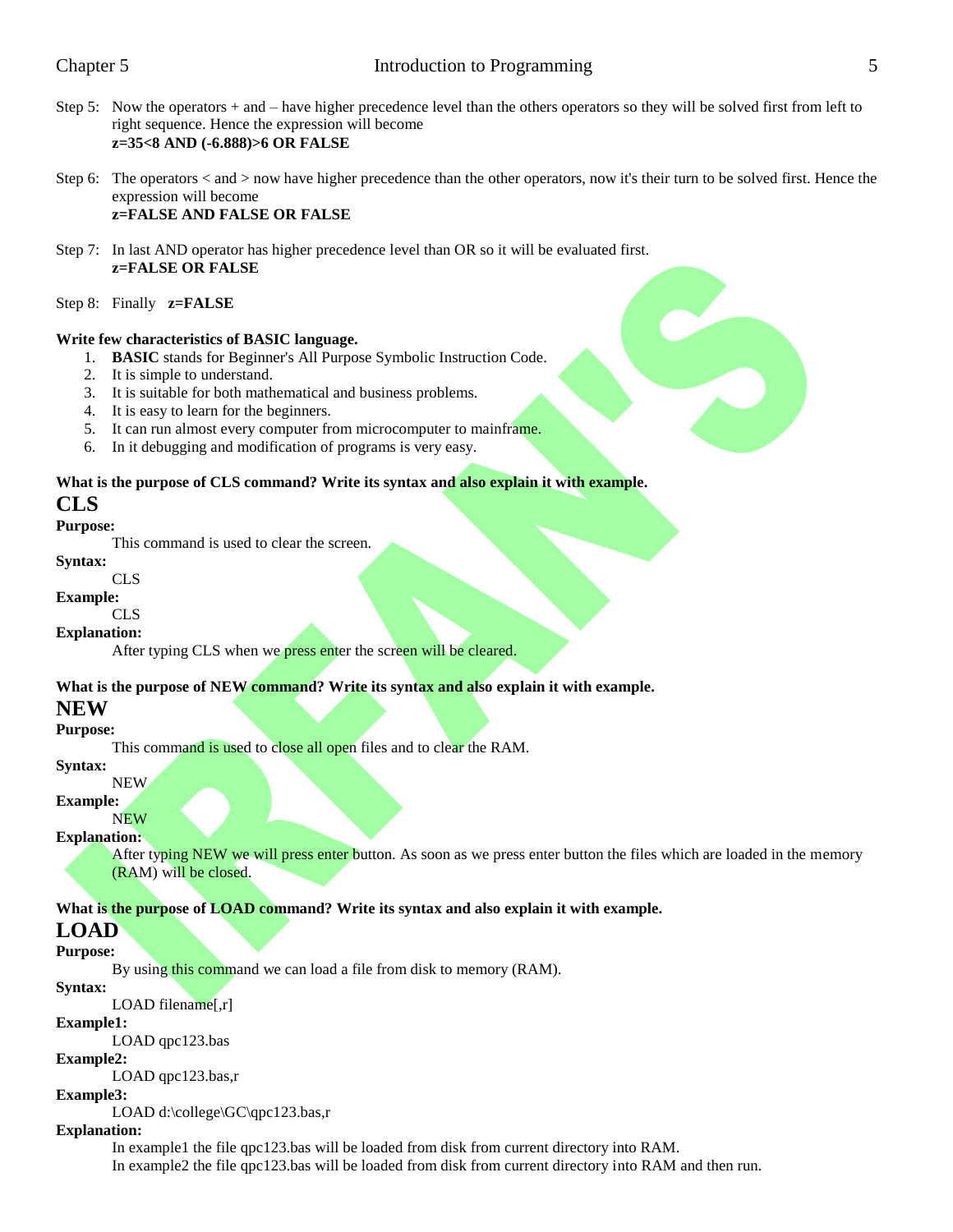Step 5: Now the operators + and – have higher precedence level than the others operators so they will be solved first from left to right sequence. Hence the expression will become
**z=35<8 AND (-6.888)>6 OR FALSE**

Step 6: The operators < and > now have higher precedence than the other operators, now it's their turn to be solved first. Hence the expression will become
**z=FALSE AND FALSE OR FALSE**

Step 7: In last AND operator has higher precedence level than OR so it will be evaluated first.
**z=FALSE OR FALSE**

Step 8: Finally **z=FALSE**

**Write few characteristics of BASIC language.**

1. **BASIC** stands for Beginner's All Purpose Symbolic Instruction Code.
2. It is simple to understand.
3. It is suitable for both mathematical and business problems.
4. It is easy to learn for the beginners.
5. It can run almost every computer from microcomputer to mainframe.
6. In it debugging and modification of programs is very easy.

**What is the purpose of CLS command? Write its syntax and also explain it with example.**

## CLS

**Purpose:**
This command is used to clear the screen.

**Syntax:**
CLS

**Example:**
CLS

**Explanation:**
After typing CLS when we press enter the screen will be cleared.

**What is the purpose of NEW command? Write its syntax and also explain it with example.**

## NEW

**Purpose:**
This command is used to close all open files and to clear the RAM.

**Syntax:**
NEW

**Example:**
NEW

**Explanation:**
After typing NEW we will press enter button. As soon as we press enter button the files which are loaded in the memory (RAM) will be closed.

**What is the purpose of LOAD command? Write its syntax and also explain it with example.**

## LOAD

**Purpose:**
By using this command we can load a file from disk to memory (RAM).

**Syntax:**
LOAD filename[,r]

**Example1:**
LOAD qpc123.bas

**Example2:**
LOAD qpc123.bas,r

**Example3:**
LOAD d:\college\GC\qpc123.bas,r

**Explanation:**
In example1 the file qpc123.bas will be loaded from disk from current directory into RAM.
In example2 the file qpc123.bas will be loaded from disk from current directory into RAM and then run.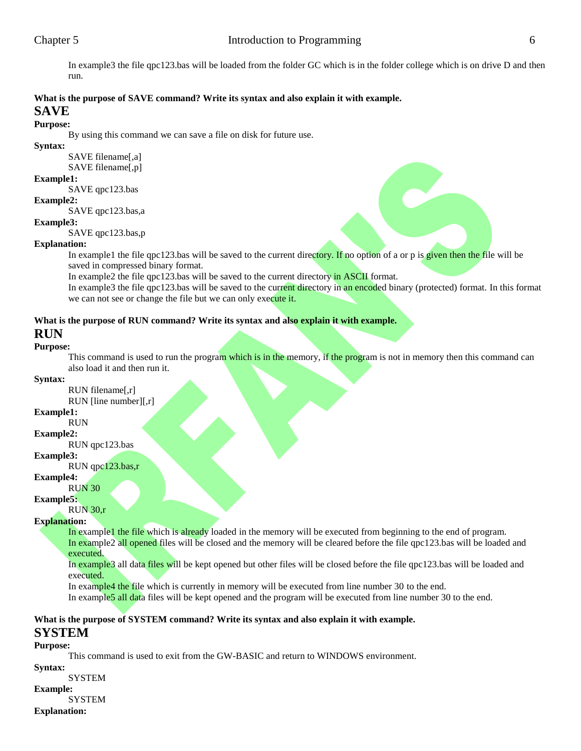In example3 the file qpc123.bas will be loaded from the folder GC which is in the folder college which is on drive D and then run.

**What is the purpose of SAVE command? Write its syntax and also explain it with example.**

## SAVE

**Purpose:**

By using this command we can save a file on disk for future use.

**Syntax:**

SAVE filename[,a]
SAVE filename[,p]

**Example1:**

SAVE qpc123.bas

**Example2:**

SAVE qpc123.bas,a

**Example3:**

SAVE qpc123.bas,p

**Explanation:**

In example1 the file qpc123.bas will be saved to the current directory. If no option of a or p is given then the file will be saved in compressed binary format.

In example2 the file qpc123.bas will be saved to the current directory in ASCII format.

In example3 the file qpc123.bas will be saved to the current directory in an encoded binary (protected) format. In this format we can not see or change the file but we can only execute it.

**What is the purpose of RUN command? Write its syntax and also explain it with example.**

## RUN

**Purpose:**

This command is used to run the program which is in the memory, if the program is not in memory then this command can also load it and then run it.

**Syntax:**

RUN filename[,r]
RUN [line number][,r]

**Example1:**

RUN

**Example2:**

RUN qpc123.bas

**Example3:**

RUN qpc123.bas,r

**Example4:**

RUN 30

**Example5:**

RUN 30,r

**Explanation:**

In example1 the file which is already loaded in the memory will be executed from beginning to the end of program.

In example2 all opened files will be closed and the memory will be cleared before the file qpc123.bas will be loaded and executed.

In example3 all data files will be kept opened but other files will be closed before the file qpc123.bas will be loaded and executed.

In example4 the file which is currently in memory will be executed from line number 30 to the end.

In example5 all data files will be kept opened and the program will be executed from line number 30 to the end.

**What is the purpose of SYSTEM command? Write its syntax and also explain it with example.**

## SYSTEM

**Purpose:**

This command is used to exit from the GW-BASIC and return to WINDOWS environment.

**Syntax:**

SYSTEM

**Example:**

SYSTEM

**Explanation:**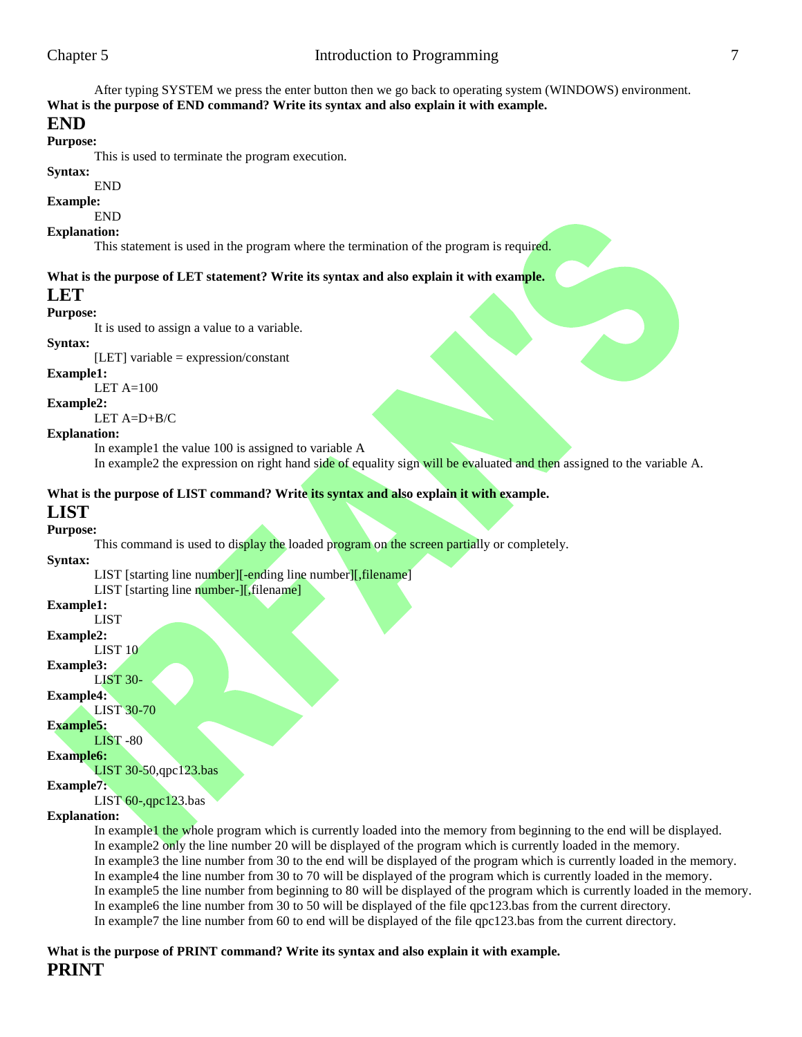After typing SYSTEM we press the enter button then we go back to operating system (WINDOWS) environment.

**What is the purpose of END command? Write its syntax and also explain it with example.**

## END

**Purpose:**

This is used to terminate the program execution.

**Syntax:**

END

**Example:**

END

**Explanation:**

This statement is used in the program where the termination of the program is required.

**What is the purpose of LET statement? Write its syntax and also explain it with example.**

## LET

**Purpose:**

It is used to assign a value to a variable.

**Syntax:**

[LET] variable = expression/constant

**Example1:**

LET A=100

**Example2:**

LET A=D+B/C

**Explanation:**

In example1 the value 100 is assigned to variable A

In example2 the expression on right hand side of equality sign will be evaluated and then assigned to the variable A.

**What is the purpose of LIST command? Write its syntax and also explain it with example.**

## LIST

**Purpose:**

This command is used to display the loaded program on the screen partially or completely.

**Syntax:**

LIST [starting line number][-ending line number][,filename]

LIST [starting line number-][,filename]

**Example1:**

LIST

**Example2:**

LIST 10

**Example3:**

LIST 30-

**Example4:**

LIST 30-70

**Example5:**

LIST -80

**Example6:**

LIST 30-50,qpc123.bas

**Example7:**

LIST 60-,qpc123.bas

**Explanation:**

In example1 the whole program which is currently loaded into the memory from beginning to the end will be displayed.

In example2 only the line number 20 will be displayed of the program which is currently loaded in the memory.

In example3 the line number from 30 to the end will be displayed of the program which is currently loaded in the memory.

In example4 the line number from 30 to 70 will be displayed of the program which is currently loaded in the memory.

In example5 the line number from beginning to 80 will be displayed of the program which is currently loaded in the memory.

In example6 the line number from 30 to 50 will be displayed of the file qpc123.bas from the current directory.

In example7 the line number from 60 to end will be displayed of the file qpc123.bas from the current directory.

**What is the purpose of PRINT command? Write its syntax and also explain it with example.**

## PRINT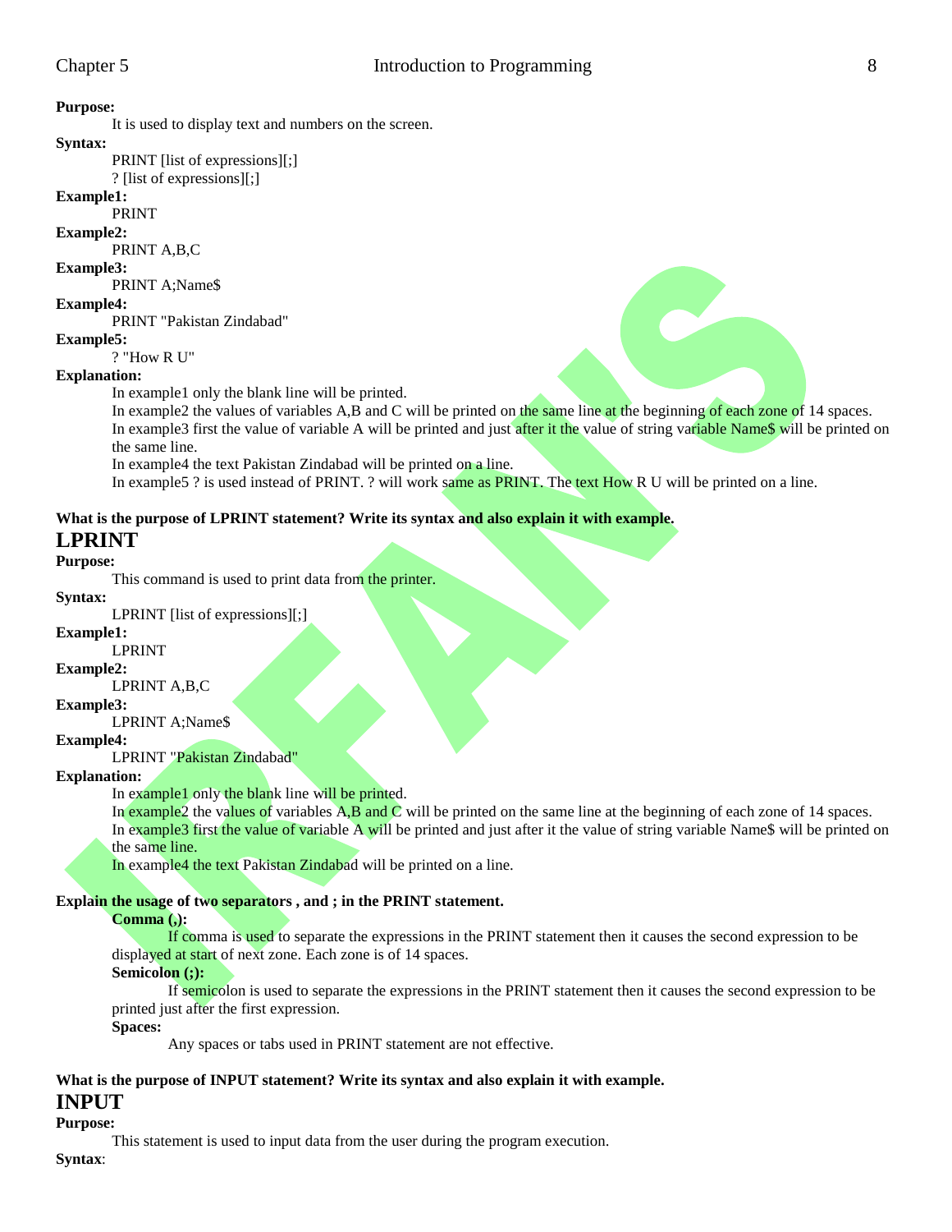**Purpose:**

It is used to display text and numbers on the screen.

**Syntax:**

PRINT [list of expressions][;]
? [list of expressions][;]

**Example1:**

PRINT

**Example2:**

PRINT A,B,C

**Example3:**

PRINT A;Name$

**Example4:**

PRINT "Pakistan Zindabad"

**Example5:**

? "How R U"

**Explanation:**

In example1 only the blank line will be printed.
In example2 the values of variables A,B and C will be printed on the same line at the beginning of each zone of 14 spaces.
In example3 first the value of variable A will be printed and just after it the value of string variable Name$ will be printed on the same line.
In example4 the text Pakistan Zindabad will be printed on a line.
In example5 ? is used instead of PRINT. ? will work same as PRINT. The text How R U will be printed on a line.

**What is the purpose of LPRINT statement? Write its syntax and also explain it with example.**

## LPRINT

**Purpose:**

This command is used to print data from the printer.

**Syntax:**

LPRINT [list of expressions][;]

**Example1:**

LPRINT

**Example2:**

LPRINT A,B,C

**Example3:**

LPRINT A;Name$

**Example4:**

LPRINT "Pakistan Zindabad"

**Explanation:**

In example1 only the blank line will be printed.
In example2 the values of variables A,B and C will be printed on the same line at the beginning of each zone of 14 spaces.
In example3 first the value of variable A will be printed and just after it the value of string variable Name$ will be printed on the same line.
In example4 the text Pakistan Zindabad will be printed on a line.

**Explain the usage of two separators , and ; in the PRINT statement.**

**Comma (,):**

If comma is used to separate the expressions in the PRINT statement then it causes the second expression to be displayed at start of next zone. Each zone is of 14 spaces.

**Semicolon (;):**

If semicolon is used to separate the expressions in the PRINT statement then it causes the second expression to be printed just after the first expression.

**Spaces:**

Any spaces or tabs used in PRINT statement are not effective.

**What is the purpose of INPUT statement? Write its syntax and also explain it with example.**

## INPUT

**Purpose:**

This statement is used to input data from the user during the program execution.

**Syntax**: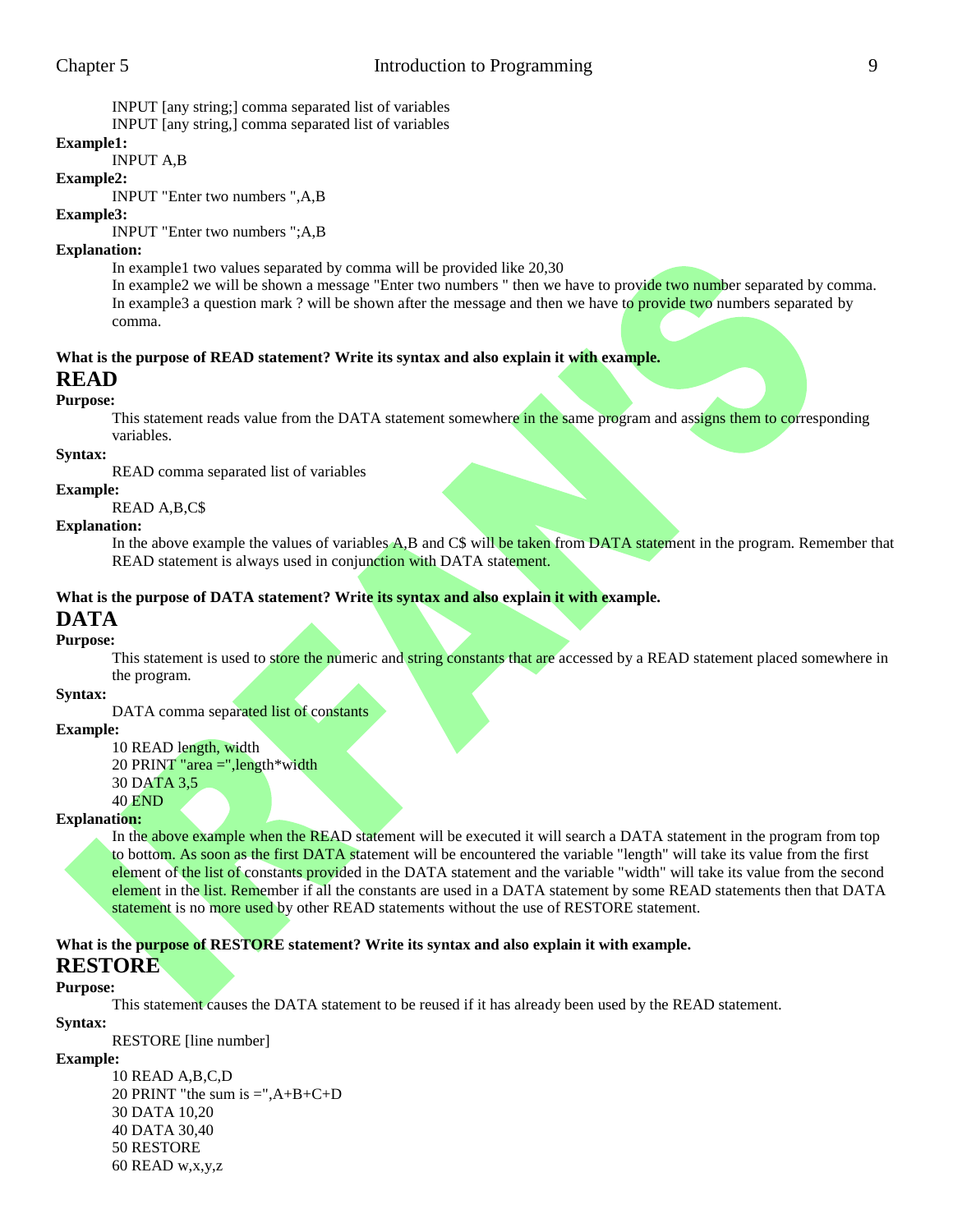INPUT [any string;] comma separated list of variables
INPUT [any string,] comma separated list of variables

**Example1:**

INPUT A,B

**Example2:**

INPUT "Enter two numbers ",A,B

**Example3:**

INPUT "Enter two numbers ";A,B

**Explanation:**

In example1 two values separated by comma will be provided like 20,30
In example2 we will be shown a message "Enter two numbers " then we have to provide two number separated by comma.
In example3 a question mark ? will be shown after the message and then we have to provide two numbers separated by comma.

**What is the purpose of READ statement? Write its syntax and also explain it with example.**

## READ

**Purpose:**

This statement reads value from the DATA statement somewhere in the same program and assigns them to corresponding variables.

**Syntax:**

READ comma separated list of variables

**Example:**

READ A,B,C$

**Explanation:**

In the above example the values of variables A,B and C$ will be taken from DATA statement in the program. Remember that READ statement is always used in conjunction with DATA statement.

**What is the purpose of DATA statement? Write its syntax and also explain it with example.**

## DATA

**Purpose:**

This statement is used to store the numeric and string constants that are accessed by a READ statement placed somewhere in the program.

**Syntax:**

DATA comma separated list of constants

**Example:**

```
10 READ length, width
20 PRINT "area =",length*width
30 DATA 3,5
40 END
```

**Explanation:**

In the above example when the READ statement will be executed it will search a DATA statement in the program from top to bottom. As soon as the first DATA statement will be encountered the variable "length" will take its value from the first element of the list of constants provided in the DATA statement and the variable "width" will take its value from the second element in the list. Remember if all the constants are used in a DATA statement by some READ statements then that DATA statement is no more used by other READ statements without the use of RESTORE statement.

**What is the purpose of RESTORE statement? Write its syntax and also explain it with example.**

## RESTORE

**Purpose:**

This statement causes the DATA statement to be reused if it has already been used by the READ statement.

**Syntax:**

RESTORE [line number]

**Example:**

```
10 READ A,B,C,D
20 PRINT "the sum is =",A+B+C+D
30 DATA 10,20
40 DATA 30,40
50 RESTORE
60 READ w,x,y,z
```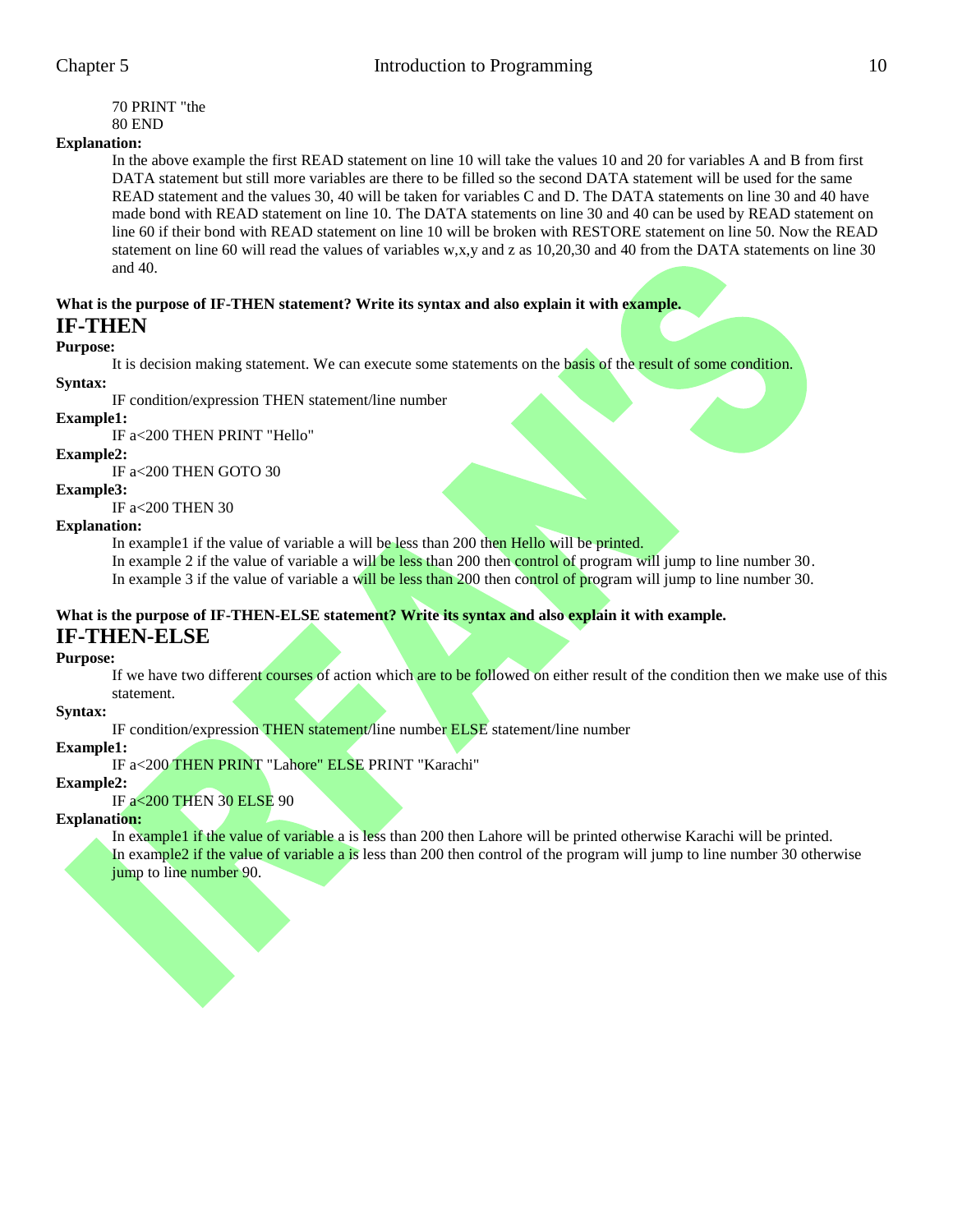70 PRINT "the
80 END

**Explanation:**

In the above example the first READ statement on line 10 will take the values 10 and 20 for variables A and B from first DATA statement but still more variables are there to be filled so the second DATA statement will be used for the same READ statement and the values 30, 40 will be taken for variables C and D. The DATA statements on line 30 and 40 have made bond with READ statement on line 10. The DATA statements on line 30 and 40 can be used by READ statement on line 60 if their bond with READ statement on line 10 will be broken with RESTORE statement on line 50. Now the READ statement on line 60 will read the values of variables w,x,y and z as 10,20,30 and 40 from the DATA statements on line 30 and 40.

**What is the purpose of IF-THEN statement? Write its syntax and also explain it with example.**

## IF-THEN

**Purpose:**

It is decision making statement. We can execute some statements on the basis of the result of some condition.

**Syntax:**

IF condition/expression THEN statement/line number

**Example1:**

IF a<200 THEN PRINT "Hello"

**Example2:**

IF a<200 THEN GOTO 30

**Example3:**

IF a<200 THEN 30

**Explanation:**

In example1 if the value of variable a will be less than 200 then Hello will be printed.
In example 2 if the value of variable a will be less than 200 then control of program will jump to line number 30.
In example 3 if the value of variable a will be less than 200 then control of program will jump to line number 30.

**What is the purpose of IF-THEN-ELSE statement? Write its syntax and also explain it with example.**

## IF-THEN-ELSE

**Purpose:**

If we have two different courses of action which are to be followed on either result of the condition then we make use of this statement.

**Syntax:**

IF condition/expression THEN statement/line number ELSE statement/line number

**Example1:**

IF a<200 THEN PRINT "Lahore" ELSE PRINT "Karachi"

**Example2:**

IF a<200 THEN 30 ELSE 90

**Explanation:**

In example1 if the value of variable a is less than 200 then Lahore will be printed otherwise Karachi will be printed.
In example2 if the value of variable a is less than 200 then control of the program will jump to line number 30 otherwise jump to line number 90.